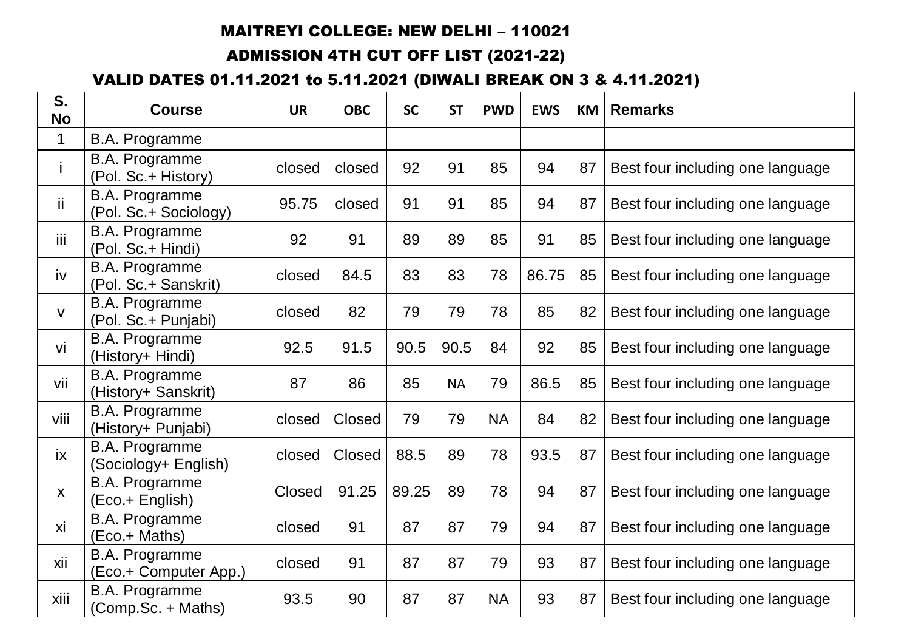# MAITREYI COLLEGE: NEW DELHI – 110021

## ADMISSION 4TH CUT OFF LIST (2021-22)

### VALID DATES 01.11.2021 to 5.11.2021 (DIWALI BREAK ON 3 & 4.11.2021)

| S. No | Course | UR | OBC | SC | ST | PWD | EWS | KM | Remarks |
|---|---|---|---|---|---|---|---|---|---|
| 1 | B.A. Programme | | | | | | | | |
| i | B.A. Programme (Pol. Sc.+ History) | closed | closed | 92 | 91 | 85 | 94 | 87 | Best four including one language |
| ii | B.A. Programme (Pol. Sc.+ Sociology) | 95.75 | closed | 91 | 91 | 85 | 94 | 87 | Best four including one language |
| iii | B.A. Programme (Pol. Sc.+ Hindi) | 92 | 91 | 89 | 89 | 85 | 91 | 85 | Best four including one language |
| iv | B.A. Programme (Pol. Sc.+ Sanskrit) | closed | 84.5 | 83 | 83 | 78 | 86.75 | 85 | Best four including one language |
| v | B.A. Programme (Pol. Sc.+ Punjabi) | closed | 82 | 79 | 79 | 78 | 85 | 82 | Best four including one language |
| vi | B.A. Programme (History+ Hindi) | 92.5 | 91.5 | 90.5 | 90.5 | 84 | 92 | 85 | Best four including one language |
| vii | B.A. Programme (History+ Sanskrit) | 87 | 86 | 85 | NA | 79 | 86.5 | 85 | Best four including one language |
| viii | B.A. Programme (History+ Punjabi) | closed | Closed | 79 | 79 | NA | 84 | 82 | Best four including one language |
| ix | B.A. Programme (Sociology+ English) | closed | Closed | 88.5 | 89 | 78 | 93.5 | 87 | Best four including one language |
| x | B.A. Programme (Eco.+ English) | Closed | 91.25 | 89.25 | 89 | 78 | 94 | 87 | Best four including one language |
| xi | B.A. Programme (Eco.+ Maths) | closed | 91 | 87 | 87 | 79 | 94 | 87 | Best four including one language |
| xii | B.A. Programme (Eco.+ Computer App.) | closed | 91 | 87 | 87 | 79 | 93 | 87 | Best four including one language |
| xiii | B.A. Programme (Comp.Sc. + Maths) | 93.5 | 90 | 87 | 87 | NA | 93 | 87 | Best four including one language |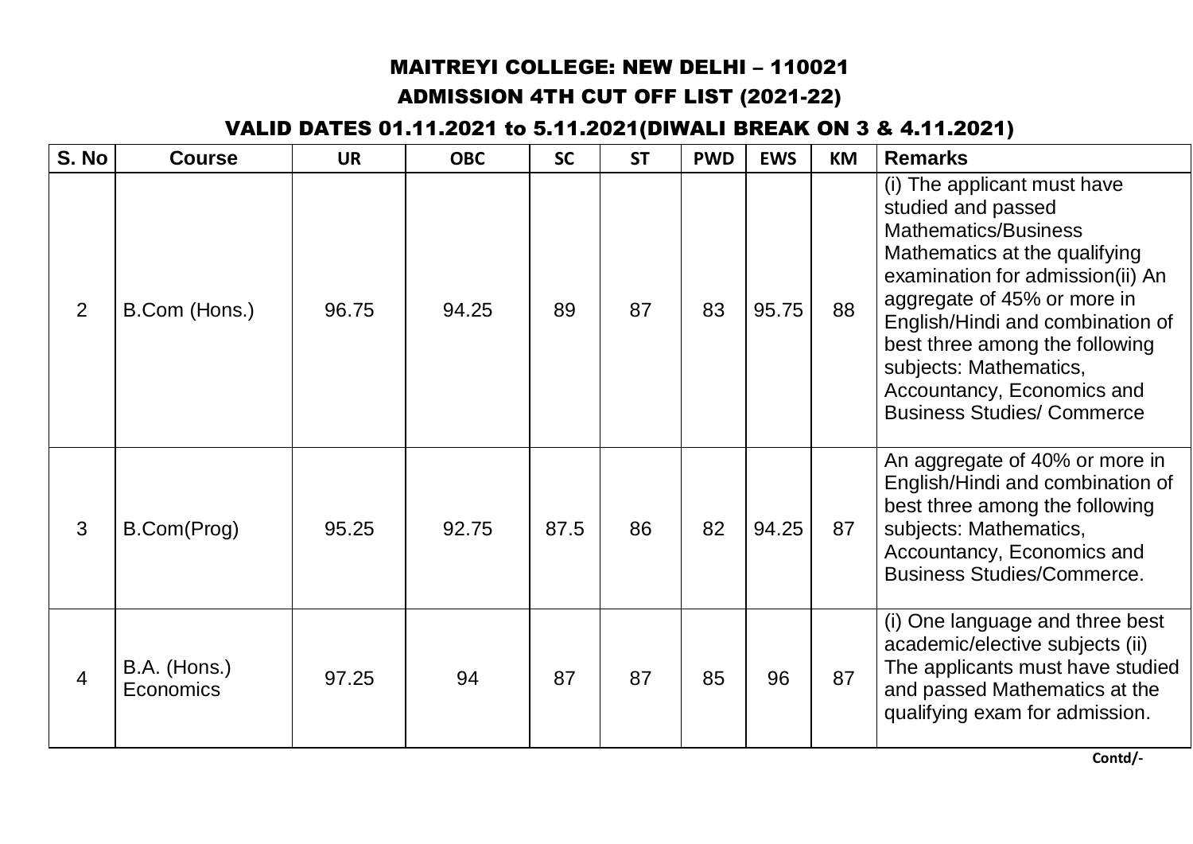# MAITREYI COLLEGE: NEW DELHI – 110021

## ADMISSION 4TH CUT OFF LIST (2021-22)

## VALID DATES 01.11.2021 to 5.11.2021(DIWALI BREAK ON 3 & 4.11.2021)

| S. No | Course | UR | OBC | SC | ST | PWD | EWS | KM | Remarks |
|---|---|---|---|---|---|---|---|---|---|
| 2 | B.Com (Hons.) | 96.75 | 94.25 | 89 | 87 | 83 | 95.75 | 88 | (i) The applicant must have studied and passed Mathematics/Business Mathematics at the qualifying examination for admission(ii) An aggregate of 45% or more in English/Hindi and combination of best three among the following subjects: Mathematics, Accountancy, Economics and Business Studies/ Commerce |
| 3 | B.Com(Prog) | 95.25 | 92.75 | 87.5 | 86 | 82 | 94.25 | 87 | An aggregate of 40% or more in English/Hindi and combination of best three among the following subjects: Mathematics, Accountancy, Economics and Business Studies/Commerce. |
| 4 | B.A. (Hons.) Economics | 97.25 | 94 | 87 | 87 | 85 | 96 | 87 | (i) One language and three best academic/elective subjects (ii) The applicants must have studied and passed Mathematics at the qualifying exam for admission. |

Contd/-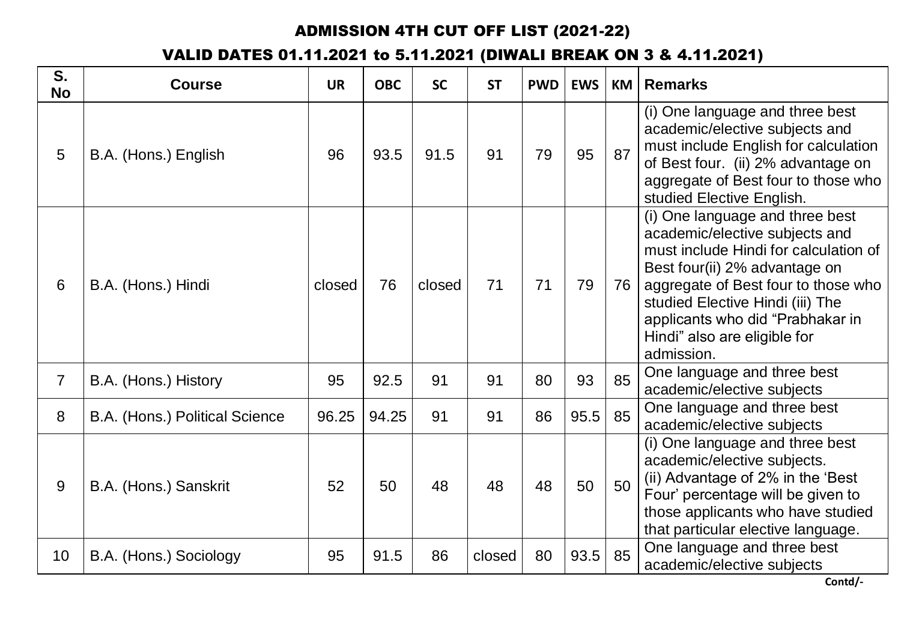# ADMISSION 4TH CUT OFF LIST (2021-22)

## VALID DATES 01.11.2021 to 5.11.2021 (DIWALI BREAK ON 3 & 4.11.2021)

| S. No | Course | UR | OBC | SC | ST | PWD | EWS | KM | Remarks |
|---|---|---|---|---|---|---|---|---|---|
| 5 | B.A. (Hons.) English | 96 | 93.5 | 91.5 | 91 | 79 | 95 | 87 | (i) One language and three best academic/elective subjects and must include English for calculation of Best four. (ii) 2% advantage on aggregate of Best four to those who studied Elective English. |
| 6 | B.A. (Hons.) Hindi | closed | 76 | closed | 71 | 71 | 79 | 76 | (i) One language and three best academic/elective subjects and must include Hindi for calculation of Best four(ii) 2% advantage on aggregate of Best four to those who studied Elective Hindi (iii) The applicants who did "Prabhakar in Hindi" also are eligible for admission. |
| 7 | B.A. (Hons.) History | 95 | 92.5 | 91 | 91 | 80 | 93 | 85 | One language and three best academic/elective subjects |
| 8 | B.A. (Hons.) Political Science | 96.25 | 94.25 | 91 | 91 | 86 | 95.5 | 85 | One language and three best academic/elective subjects |
| 9 | B.A. (Hons.) Sanskrit | 52 | 50 | 48 | 48 | 48 | 50 | 50 | (i) One language and three best academic/elective subjects. (ii) Advantage of 2% in the 'Best Four' percentage will be given to those applicants who have studied that particular elective language. |
| 10 | B.A. (Hons.) Sociology | 95 | 91.5 | 86 | closed | 80 | 93.5 | 85 | One language and three best academic/elective subjects |

Contd/-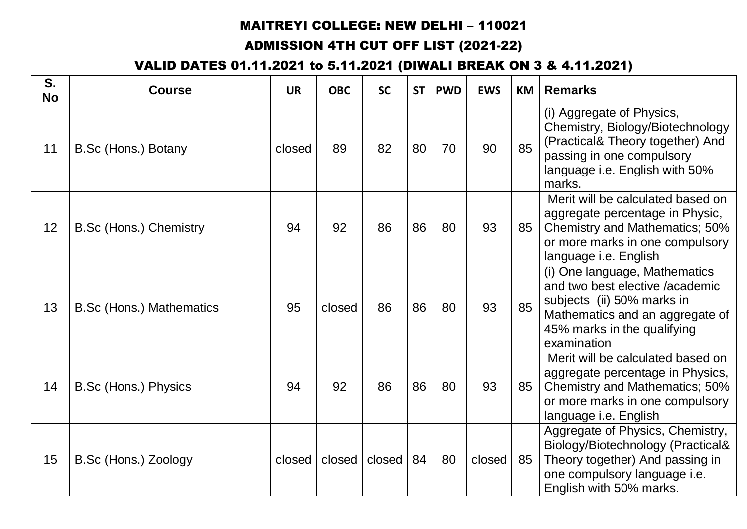# MAITREYI COLLEGE: NEW DELHI – 110021

## ADMISSION 4TH CUT OFF LIST (2021-22)

### VALID DATES 01.11.2021 to 5.11.2021 (DIWALI BREAK ON 3 & 4.11.2021)

| S. No | Course | UR | OBC | SC | ST | PWD | EWS | KM | Remarks |
|---|---|---|---|---|---|---|---|---|---|
| 11 | B.Sc (Hons.) Botany | closed | 89 | 82 | 80 | 70 | 90 | 85 | (i) Aggregate of Physics, Chemistry, Biology/Biotechnology (Practical& Theory together) And passing in one compulsory language i.e. English with 50% marks. |
| 12 | B.Sc (Hons.) Chemistry | 94 | 92 | 86 | 86 | 80 | 93 | 85 | Merit will be calculated based on aggregate percentage in Physic, Chemistry and Mathematics; 50% or more marks in one compulsory language i.e. English |
| 13 | B.Sc (Hons.) Mathematics | 95 | closed | 86 | 86 | 80 | 93 | 85 | (i) One language, Mathematics and two best elective /academic subjects (ii) 50% marks in Mathematics and an aggregate of 45% marks in the qualifying examination |
| 14 | B.Sc (Hons.) Physics | 94 | 92 | 86 | 86 | 80 | 93 | 85 | Merit will be calculated based on aggregate percentage in Physics, Chemistry and Mathematics; 50% or more marks in one compulsory language i.e. English |
| 15 | B.Sc (Hons.) Zoology | closed | closed | closed | 84 | 80 | closed | 85 | Aggregate of Physics, Chemistry, Biology/Biotechnology (Practical& Theory together) And passing in one compulsory language i.e. English with 50% marks. |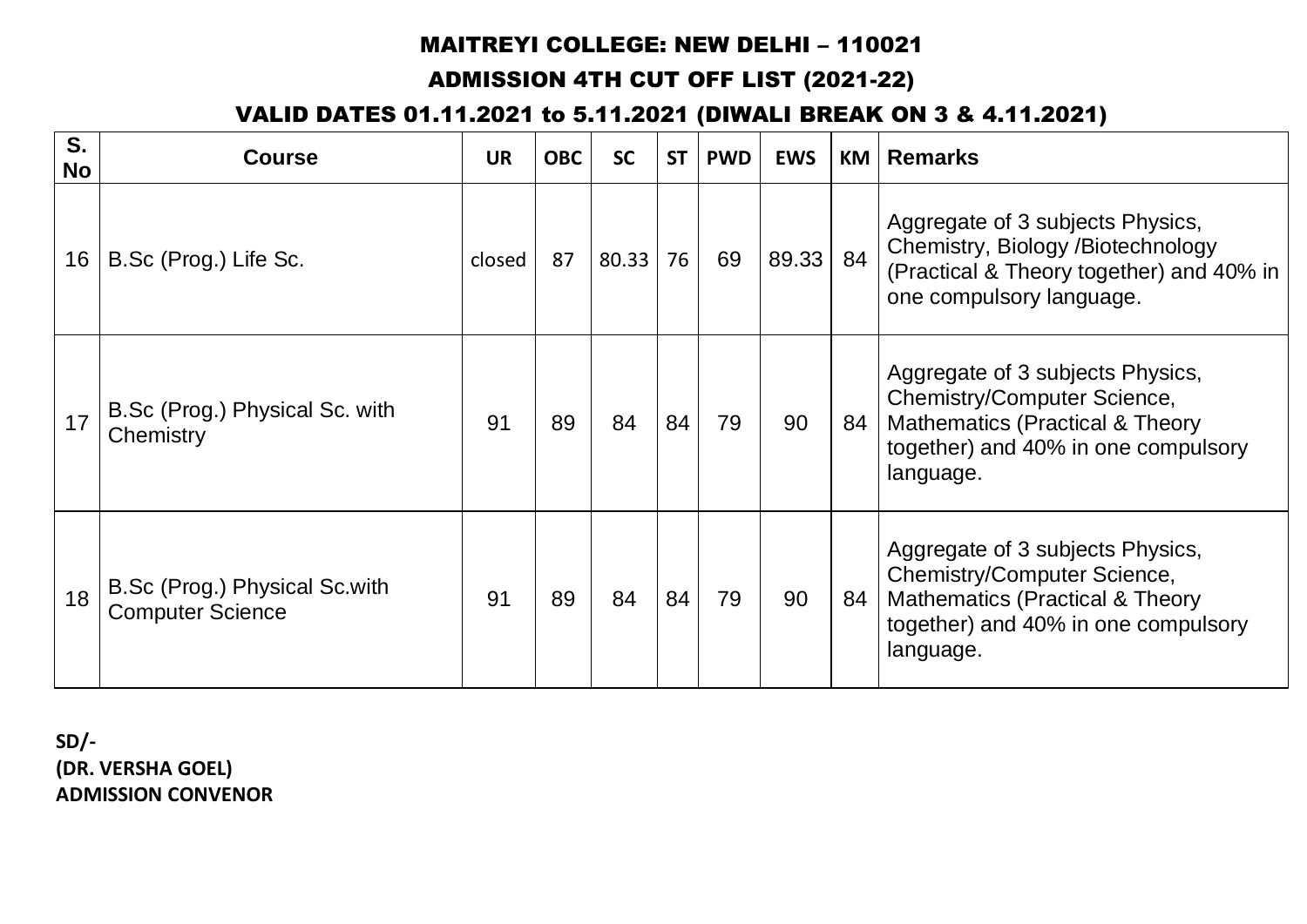# MAITREYI COLLEGE: NEW DELHI – 110021

## ADMISSION 4TH CUT OFF LIST (2021-22)

## VALID DATES 01.11.2021 to 5.11.2021 (DIWALI BREAK ON 3 & 4.11.2021)

| S. No | Course | UR | OBC | SC | ST | PWD | EWS | KM | Remarks |
|---|---|---|---|---|---|---|---|---|---|
| 16 | B.Sc (Prog.) Life Sc. | closed | 87 | 80.33 | 76 | 69 | 89.33 | 84 | Aggregate of 3 subjects Physics, Chemistry, Biology /Biotechnology (Practical & Theory together) and 40% in one compulsory language. |
| 17 | B.Sc (Prog.) Physical Sc. with Chemistry | 91 | 89 | 84 | 84 | 79 | 90 | 84 | Aggregate of 3 subjects Physics, Chemistry/Computer Science, Mathematics (Practical & Theory together) and 40% in one compulsory language. |
| 18 | B.Sc (Prog.) Physical Sc.with Computer Science | 91 | 89 | 84 | 84 | 79 | 90 | 84 | Aggregate of 3 subjects Physics, Chemistry/Computer Science, Mathematics (Practical & Theory together) and 40% in one compulsory language. |

**SD/-**
**(DR. VERSHA GOEL)**
**ADMISSION CONVENOR**